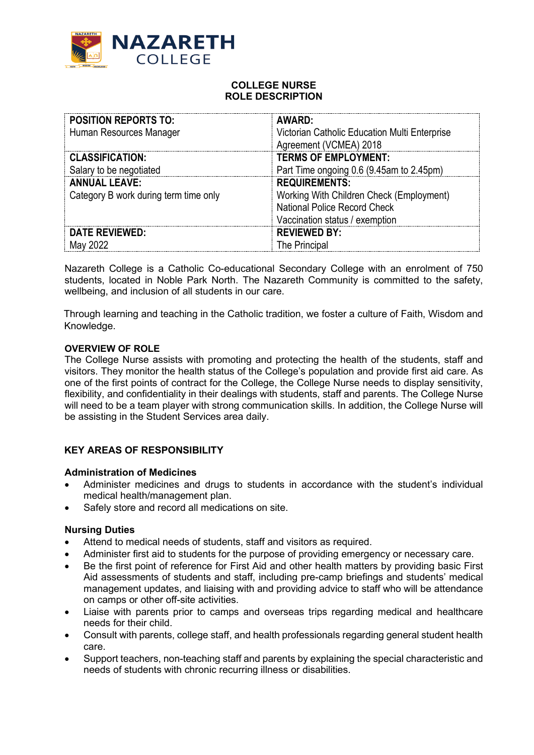# NAZARETH COLLEGE

## COLLEGE NURSE
## ROLE DESCRIPTION

| **POSITION REPORTS TO:**<br>Human Resources Manager | **AWARD:**<br>Victorian Catholic Education Multi Enterprise Agreement (VCMEA) 2018 |
|---|---|
| **CLASSIFICATION:**<br>Salary to be negotiated | **TERMS OF EMPLOYMENT:**<br>Part Time ongoing 0.6 (9.45am to 2.45pm) |
| **ANNUAL LEAVE:**<br>Category B work during term time only | **REQUIREMENTS:**<br>Working With Children Check (Employment)<br>National Police Record Check<br>Vaccination status / exemption |
| **DATE REVIEWED:**<br>May 2022 | **REVIEWED BY:**<br>The Principal |

Nazareth College is a Catholic Co-educational Secondary College with an enrolment of 750 students, located in Noble Park North. The Nazareth Community is committed to the safety, wellbeing, and inclusion of all students in our care.

Through learning and teaching in the Catholic tradition, we foster a culture of Faith, Wisdom and Knowledge.

**OVERVIEW OF ROLE**

The College Nurse assists with promoting and protecting the health of the students, staff and visitors. They monitor the health status of the College's population and provide first aid care. As one of the first points of contract for the College, the College Nurse needs to display sensitivity, flexibility, and confidentiality in their dealings with students, staff and parents. The College Nurse will need to be a team player with strong communication skills. In addition, the College Nurse will be assisting in the Student Services area daily.

### KEY AREAS OF RESPONSIBILITY

**Administration of Medicines**

- Administer medicines and drugs to students in accordance with the student's individual medical health/management plan.
- Safely store and record all medications on site.

**Nursing Duties**

- Attend to medical needs of students, staff and visitors as required.
- Administer first aid to students for the purpose of providing emergency or necessary care.
- Be the first point of reference for First Aid and other health matters by providing basic First Aid assessments of students and staff, including pre-camp briefings and students' medical management updates, and liaising with and providing advice to staff who will be attendance on camps or other off-site activities.
- Liaise with parents prior to camps and overseas trips regarding medical and healthcare needs for their child.
- Consult with parents, college staff, and health professionals regarding general student health care.
- Support teachers, non-teaching staff and parents by explaining the special characteristic and needs of students with chronic recurring illness or disabilities.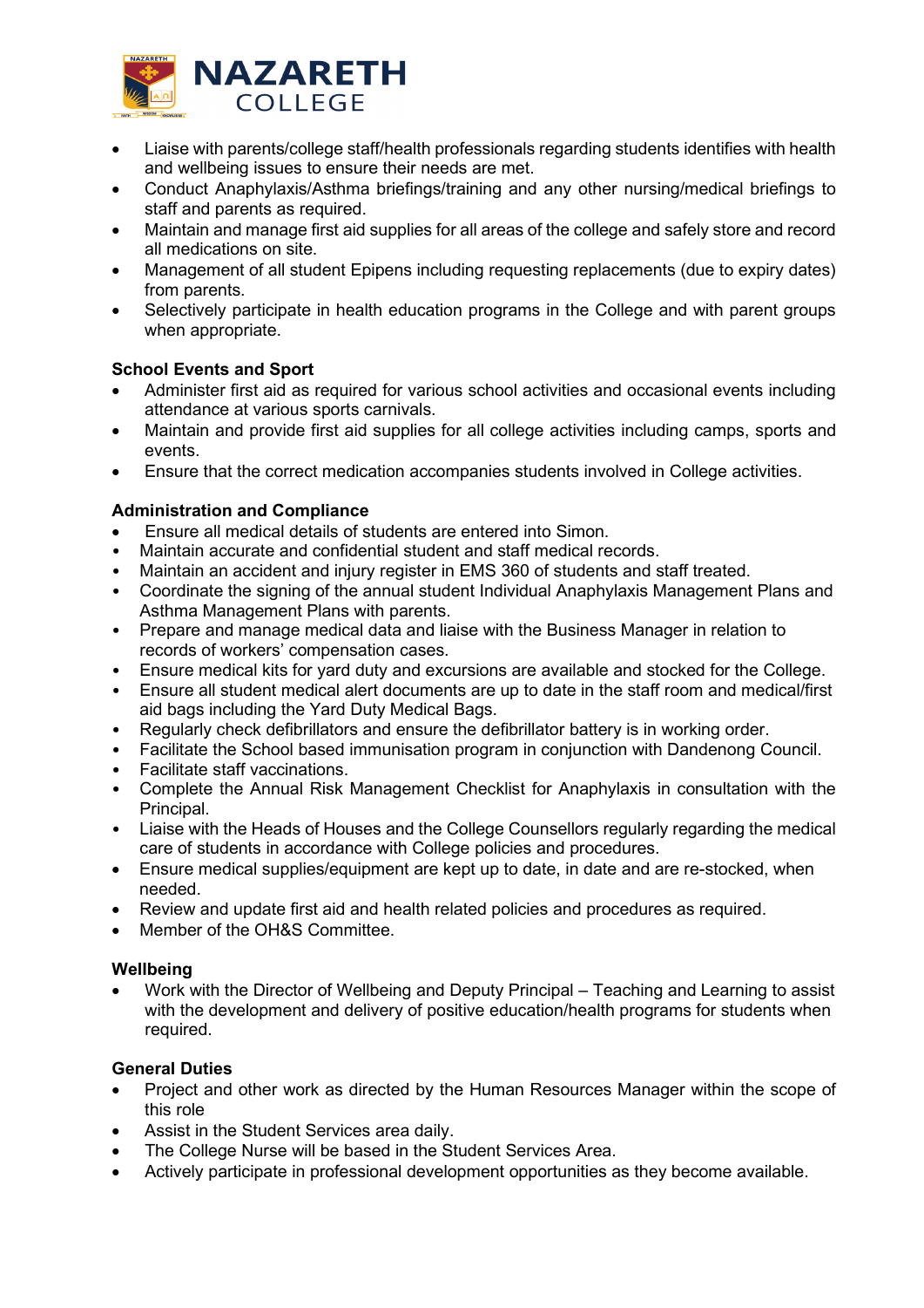- Liaise with parents/college staff/health professionals regarding students identifies with health and wellbeing issues to ensure their needs are met.
- Conduct Anaphylaxis/Asthma briefings/training and any other nursing/medical briefings to staff and parents as required.
- Maintain and manage first aid supplies for all areas of the college and safely store and record all medications on site.
- Management of all student Epipens including requesting replacements (due to expiry dates) from parents.
- Selectively participate in health education programs in the College and with parent groups when appropriate.

**School Events and Sport**

- Administer first aid as required for various school activities and occasional events including attendance at various sports carnivals.
- Maintain and provide first aid supplies for all college activities including camps, sports and events.
- Ensure that the correct medication accompanies students involved in College activities.

**Administration and Compliance**

- Ensure all medical details of students are entered into Simon.
- Maintain accurate and confidential student and staff medical records.
- Maintain an accident and injury register in EMS 360 of students and staff treated.
- Coordinate the signing of the annual student Individual Anaphylaxis Management Plans and Asthma Management Plans with parents.
- Prepare and manage medical data and liaise with the Business Manager in relation to records of workers' compensation cases.
- Ensure medical kits for yard duty and excursions are available and stocked for the College.
- Ensure all student medical alert documents are up to date in the staff room and medical/first aid bags including the Yard Duty Medical Bags.
- Regularly check defibrillators and ensure the defibrillator battery is in working order.
- Facilitate the School based immunisation program in conjunction with Dandenong Council.
- Facilitate staff vaccinations.
- Complete the Annual Risk Management Checklist for Anaphylaxis in consultation with the Principal.
- Liaise with the Heads of Houses and the College Counsellors regularly regarding the medical care of students in accordance with College policies and procedures.
- Ensure medical supplies/equipment are kept up to date, in date and are re-stocked, when needed.
- Review and update first aid and health related policies and procedures as required.
- Member of the OH&S Committee.

**Wellbeing**

- Work with the Director of Wellbeing and Deputy Principal – Teaching and Learning to assist with the development and delivery of positive education/health programs for students when required.

**General Duties**

- Project and other work as directed by the Human Resources Manager within the scope of this role
- Assist in the Student Services area daily.
- The College Nurse will be based in the Student Services Area.
- Actively participate in professional development opportunities as they become available.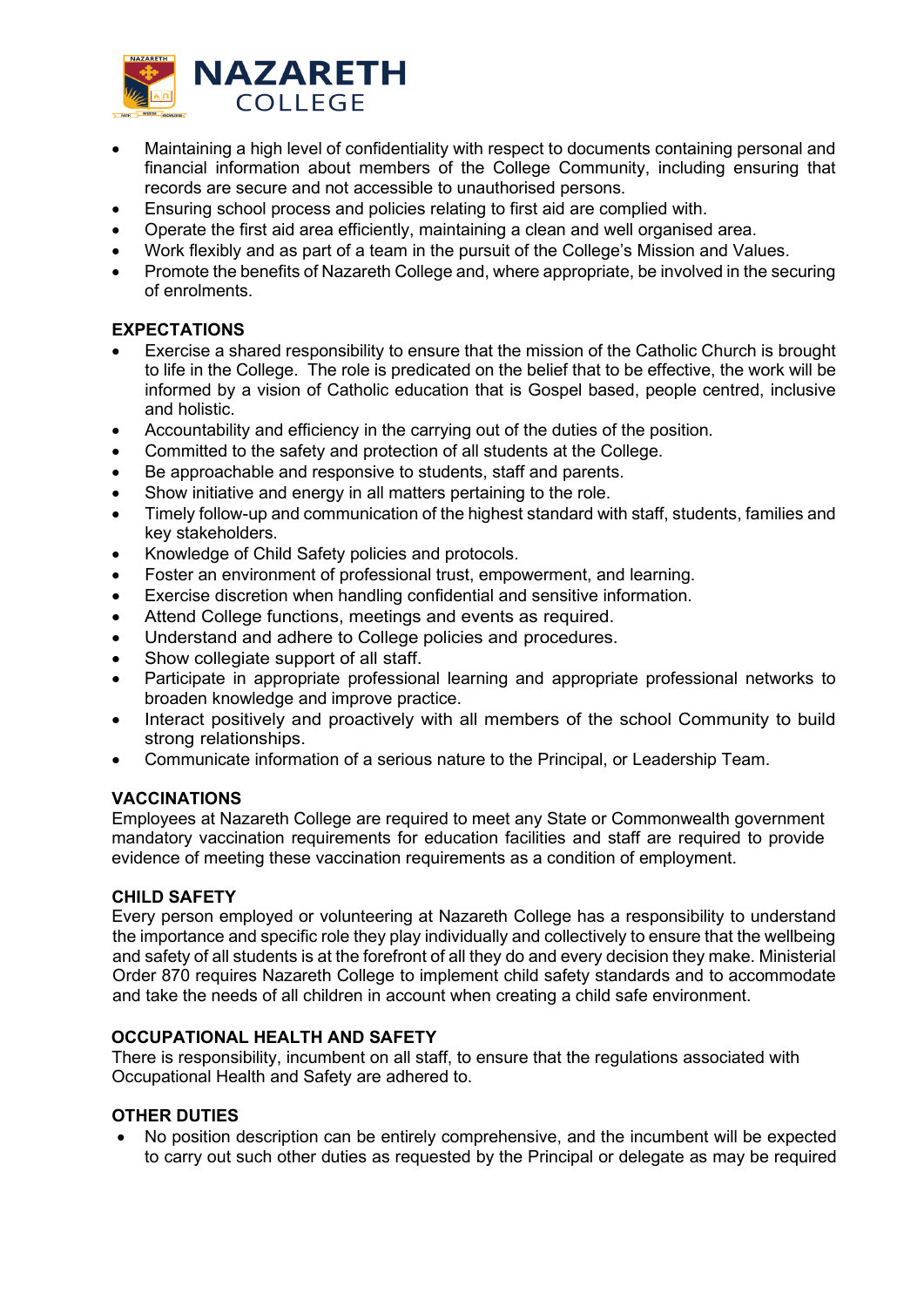- Maintaining a high level of confidentiality with respect to documents containing personal and financial information about members of the College Community, including ensuring that records are secure and not accessible to unauthorised persons.
- Ensuring school process and policies relating to first aid are complied with.
- Operate the first aid area efficiently, maintaining a clean and well organised area.
- Work flexibly and as part of a team in the pursuit of the College's Mission and Values.
- Promote the benefits of Nazareth College and, where appropriate, be involved in the securing of enrolments.

## EXPECTATIONS

- Exercise a shared responsibility to ensure that the mission of the Catholic Church is brought to life in the College. The role is predicated on the belief that to be effective, the work will be informed by a vision of Catholic education that is Gospel based, people centred, inclusive and holistic.
- Accountability and efficiency in the carrying out of the duties of the position.
- Committed to the safety and protection of all students at the College.
- Be approachable and responsive to students, staff and parents.
- Show initiative and energy in all matters pertaining to the role.
- Timely follow-up and communication of the highest standard with staff, students, families and key stakeholders.
- Knowledge of Child Safety policies and protocols.
- Foster an environment of professional trust, empowerment, and learning.
- Exercise discretion when handling confidential and sensitive information.
- Attend College functions, meetings and events as required.
- Understand and adhere to College policies and procedures.
- Show collegiate support of all staff.
- Participate in appropriate professional learning and appropriate professional networks to broaden knowledge and improve practice.
- Interact positively and proactively with all members of the school Community to build strong relationships.
- Communicate information of a serious nature to the Principal, or Leadership Team.

## VACCINATIONS

Employees at Nazareth College are required to meet any State or Commonwealth government mandatory vaccination requirements for education facilities and staff are required to provide evidence of meeting these vaccination requirements as a condition of employment.

## CHILD SAFETY

Every person employed or volunteering at Nazareth College has a responsibility to understand the importance and specific role they play individually and collectively to ensure that the wellbeing and safety of all students is at the forefront of all they do and every decision they make. Ministerial Order 870 requires Nazareth College to implement child safety standards and to accommodate and take the needs of all children in account when creating a child safe environment.

## OCCUPATIONAL HEALTH AND SAFETY

There is responsibility, incumbent on all staff, to ensure that the regulations associated with Occupational Health and Safety are adhered to.

## OTHER DUTIES

- No position description can be entirely comprehensive, and the incumbent will be expected to carry out such other duties as requested by the Principal or delegate as may be required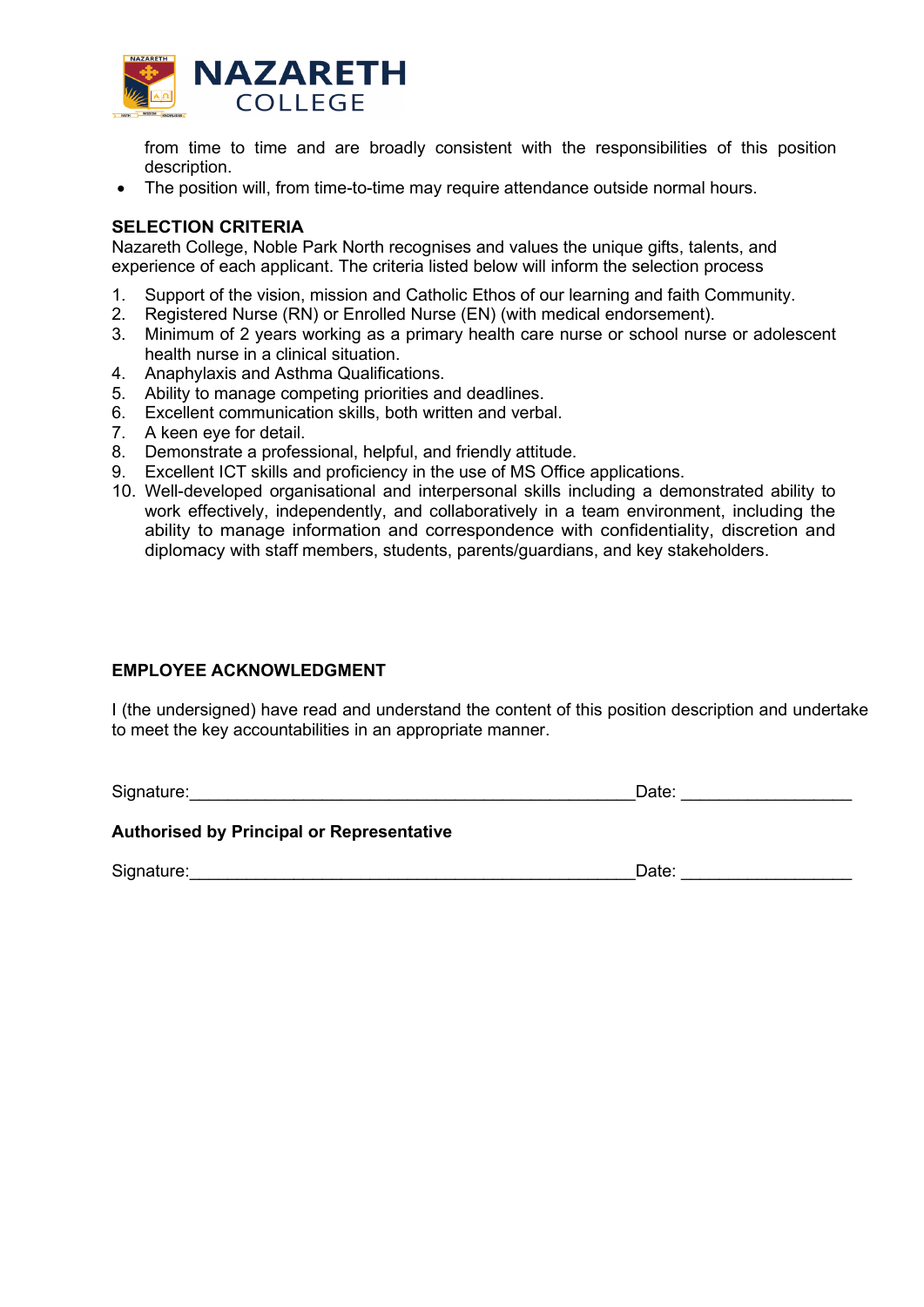from time to time and are broadly consistent with the responsibilities of this position description.

- The position will, from time-to-time may require attendance outside normal hours.

**SELECTION CRITERIA**

Nazareth College, Noble Park North recognises and values the unique gifts, talents, and experience of each applicant. The criteria listed below will inform the selection process

1. Support of the vision, mission and Catholic Ethos of our learning and faith Community.
2. Registered Nurse (RN) or Enrolled Nurse (EN) (with medical endorsement).
3. Minimum of 2 years working as a primary health care nurse or school nurse or adolescent health nurse in a clinical situation.
4. Anaphylaxis and Asthma Qualifications.
5. Ability to manage competing priorities and deadlines.
6. Excellent communication skills, both written and verbal.
7. A keen eye for detail.
8. Demonstrate a professional, helpful, and friendly attitude.
9. Excellent ICT skills and proficiency in the use of MS Office applications.
10. Well-developed organisational and interpersonal skills including a demonstrated ability to work effectively, independently, and collaboratively in a team environment, including the ability to manage information and correspondence with confidentiality, discretion and diplomacy with staff members, students, parents/guardians, and key stakeholders.

**EMPLOYEE ACKNOWLEDGMENT**

I (the undersigned) have read and understand the content of this position description and undertake to meet the key accountabilities in an appropriate manner.

Signature:_______________________________________________Date: _________________

**Authorised by Principal or Representative**

Signature:_______________________________________________Date: _________________